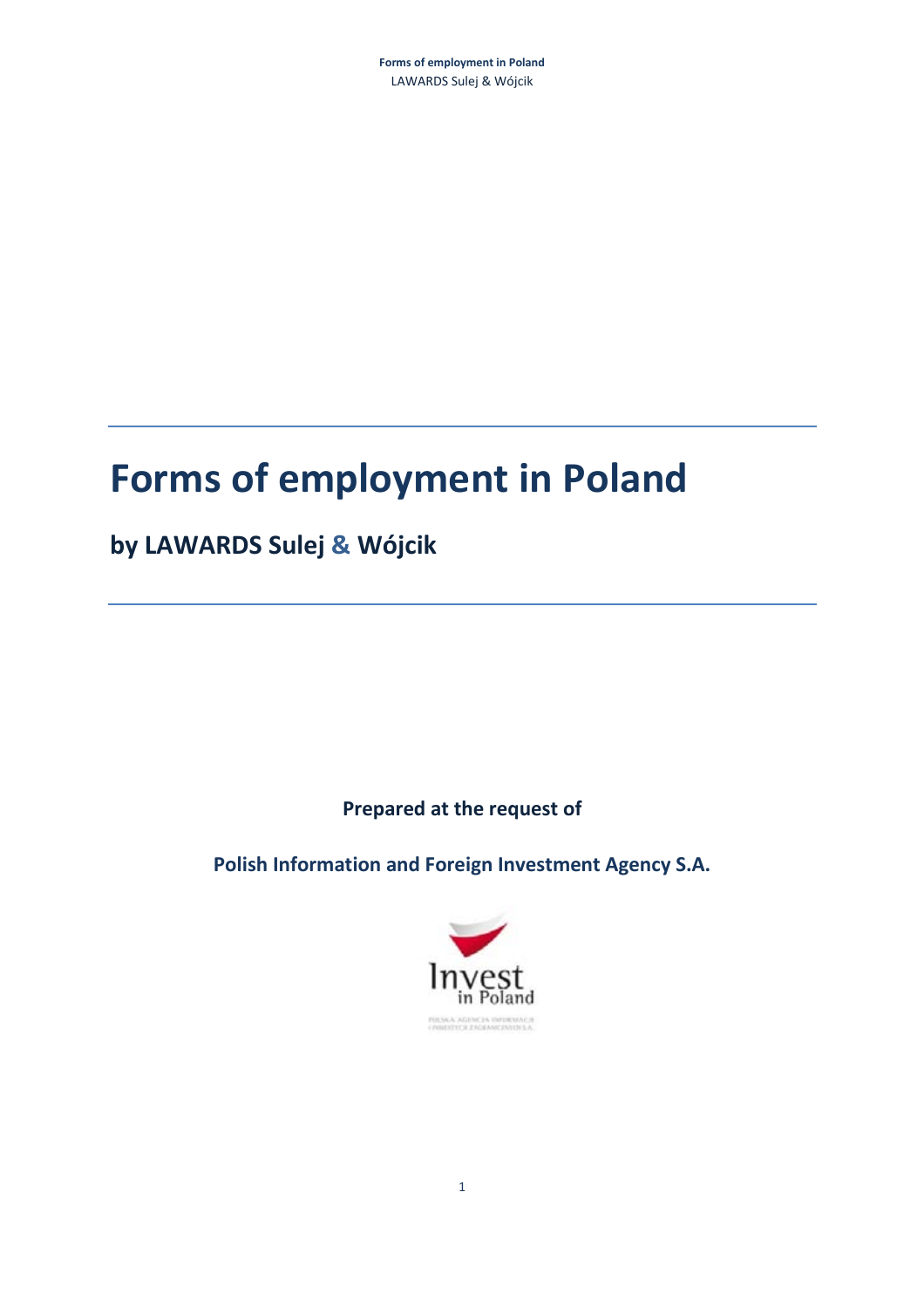# Forms of employment in Poland

## by LAWARDS Sulej & Wójcik

**Prepared at the request of**

**Polish Information and Foreign Investment Agency S.A.**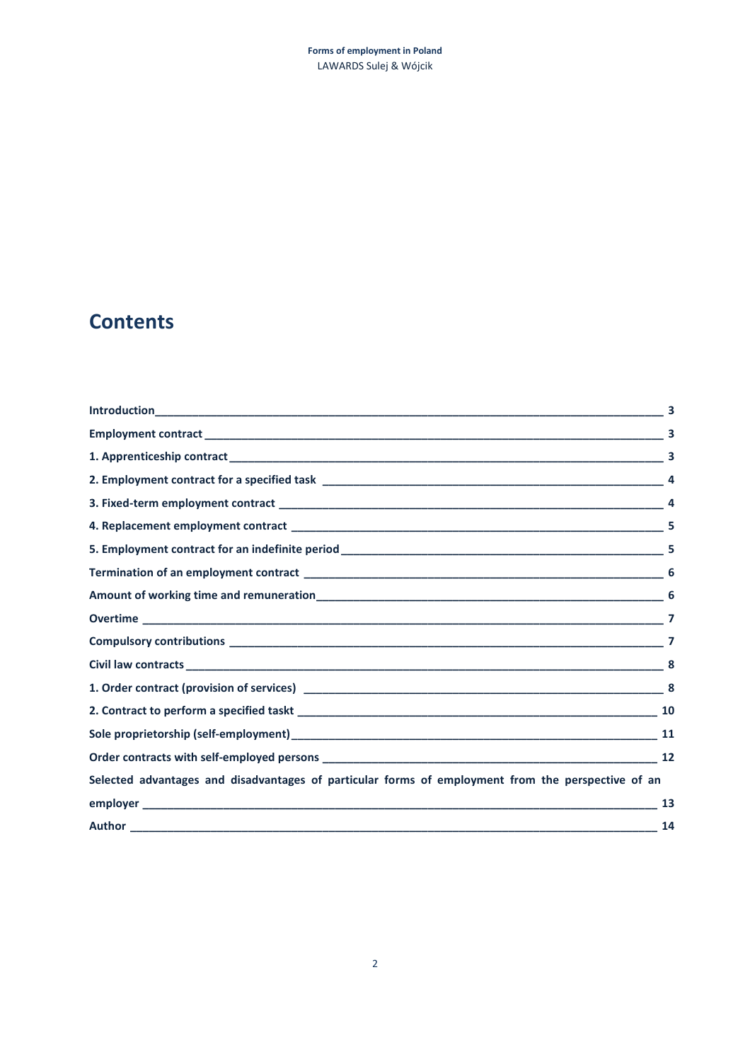# Contents

| | |
|---|---|
| **Introduction** | **3** |
| **Employment contract** | **3** |
| **1. Apprenticeship contract** | **3** |
| **2. Employment contract for a specified task** | **4** |
| **3. Fixed-term employment contract** | **4** |
| **4. Replacement employment contract** | **5** |
| **5. Employment contract for an indefinite period** | **5** |
| **Termination of an employment contract** | **6** |
| **Amount of working time and remuneration** | **6** |
| **Overtime** | **7** |
| **Compulsory contributions** | **7** |
| **Civil law contracts** | **8** |
| **1. Order contract (provision of services)** | **8** |
| **2. Contract to perform a specified taskt** | **10** |
| **Sole proprietorship (self-employment)** | **11** |
| **Order contracts with self-employed persons** | **12** |
| **Selected advantages and disadvantages of particular forms of employment from the perspective of an employer** | **13** |
| **Author** | **14** |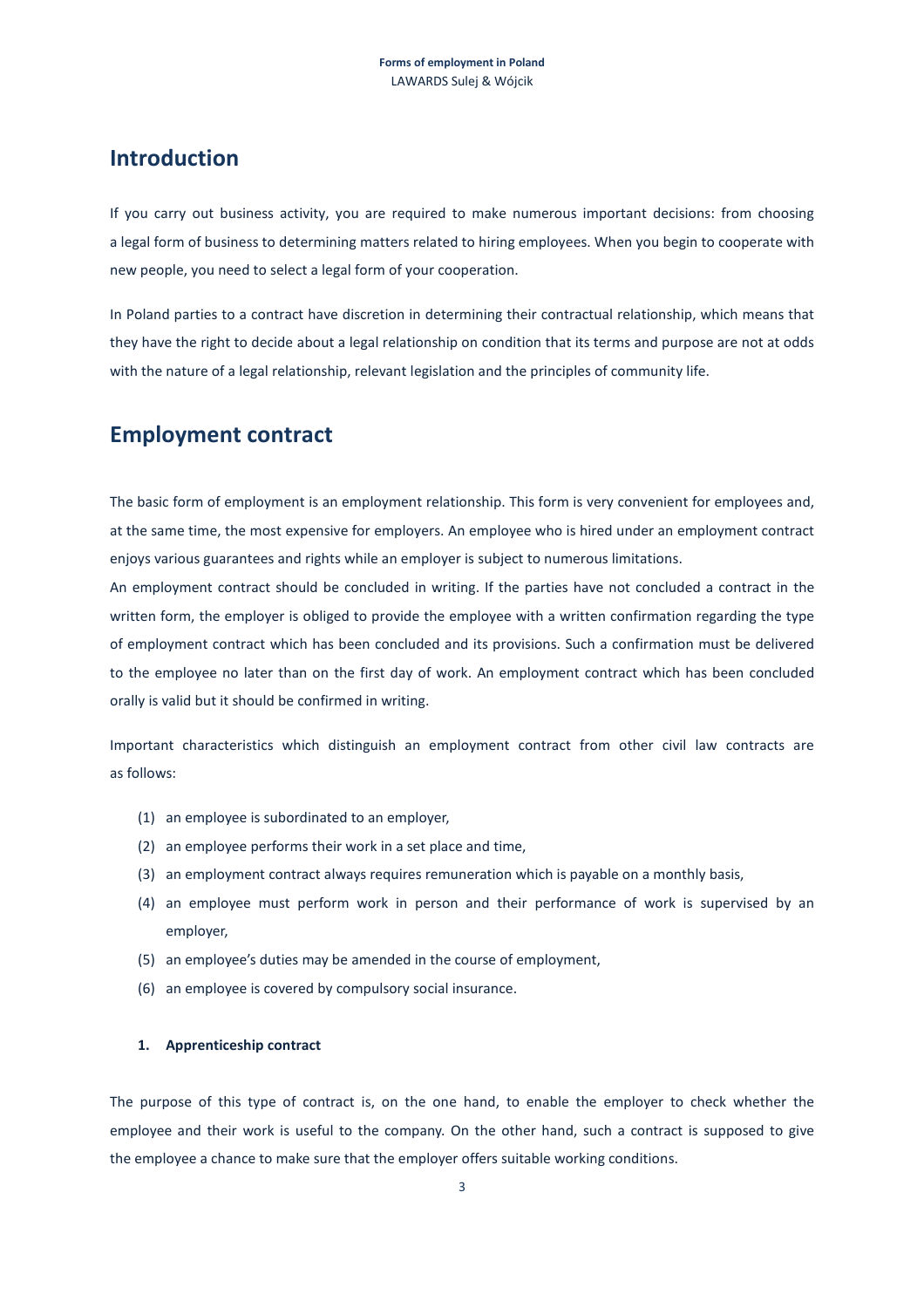## Introduction

If you carry out business activity, you are required to make numerous important decisions: from choosing a legal form of business to determining matters related to hiring employees. When you begin to cooperate with new people, you need to select a legal form of your cooperation.

In Poland parties to a contract have discretion in determining their contractual relationship, which means that they have the right to decide about a legal relationship on condition that its terms and purpose are not at odds with the nature of a legal relationship, relevant legislation and the principles of community life.

## Employment contract

The basic form of employment is an employment relationship. This form is very convenient for employees and, at the same time, the most expensive for employers. An employee who is hired under an employment contract enjoys various guarantees and rights while an employer is subject to numerous limitations.
An employment contract should be concluded in writing. If the parties have not concluded a contract in the written form, the employer is obliged to provide the employee with a written confirmation regarding the type of employment contract which has been concluded and its provisions. Such a confirmation must be delivered to the employee no later than on the first day of work. An employment contract which has been concluded orally is valid but it should be confirmed in writing.

Important characteristics which distinguish an employment contract from other civil law contracts are as follows:

(1) an employee is subordinated to an employer,
(2) an employee performs their work in a set place and time,
(3) an employment contract always requires remuneration which is payable on a monthly basis,
(4) an employee must perform work in person and their performance of work is supervised by an employer,
(5) an employee's duties may be amended in the course of employment,
(6) an employee is covered by compulsory social insurance.

### 1. Apprenticeship contract

The purpose of this type of contract is, on the one hand, to enable the employer to check whether the employee and their work is useful to the company. On the other hand, such a contract is supposed to give the employee a chance to make sure that the employer offers suitable working conditions.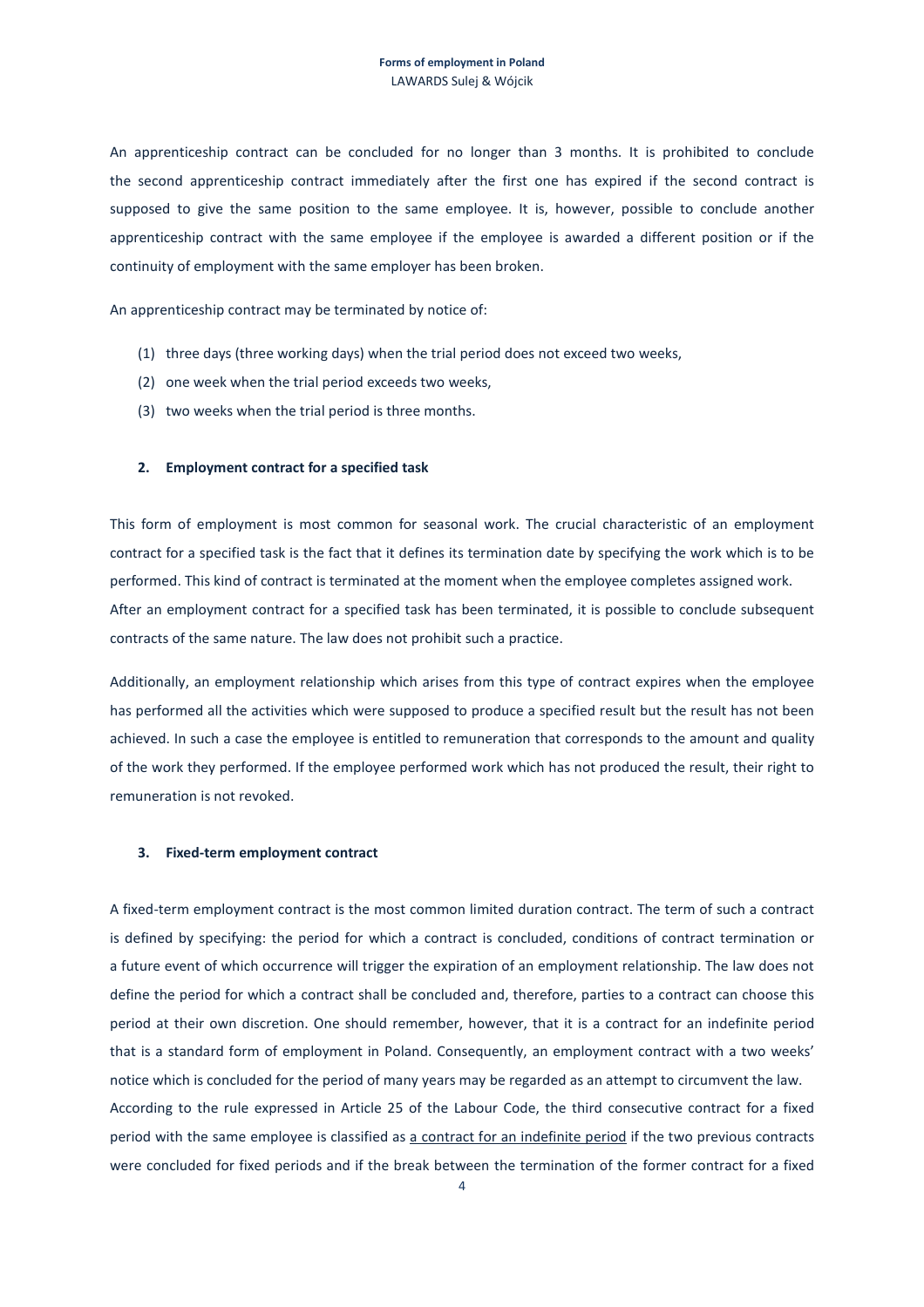An apprenticeship contract can be concluded for no longer than 3 months. It is prohibited to conclude the second apprenticeship contract immediately after the first one has expired if the second contract is supposed to give the same position to the same employee. It is, however, possible to conclude another apprenticeship contract with the same employee if the employee is awarded a different position or if the continuity of employment with the same employer has been broken.

An apprenticeship contract may be terminated by notice of:

(1) three days (three working days) when the trial period does not exceed two weeks,
(2) one week when the trial period exceeds two weeks,
(3) two weeks when the trial period is three months.

### 2. Employment contract for a specified task

This form of employment is most common for seasonal work. The crucial characteristic of an employment contract for a specified task is the fact that it defines its termination date by specifying the work which is to be performed. This kind of contract is terminated at the moment when the employee completes assigned work.
After an employment contract for a specified task has been terminated, it is possible to conclude subsequent contracts of the same nature. The law does not prohibit such a practice.

Additionally, an employment relationship which arises from this type of contract expires when the employee has performed all the activities which were supposed to produce a specified result but the result has not been achieved. In such a case the employee is entitled to remuneration that corresponds to the amount and quality of the work they performed. If the employee performed work which has not produced the result, their right to remuneration is not revoked.

### 3. Fixed-term employment contract

A fixed-term employment contract is the most common limited duration contract. The term of such a contract is defined by specifying: the period for which a contract is concluded, conditions of contract termination or a future event of which occurrence will trigger the expiration of an employment relationship. The law does not define the period for which a contract shall be concluded and, therefore, parties to a contract can choose this period at their own discretion. One should remember, however, that it is a contract for an indefinite period that is a standard form of employment in Poland. Consequently, an employment contract with a two weeks' notice which is concluded for the period of many years may be regarded as an attempt to circumvent the law.
According to the rule expressed in Article 25 of the Labour Code, the third consecutive contract for a fixed period with the same employee is classified as <u>a contract for an indefinite period</u> if the two previous contracts were concluded for fixed periods and if the break between the termination of the former contract for a fixed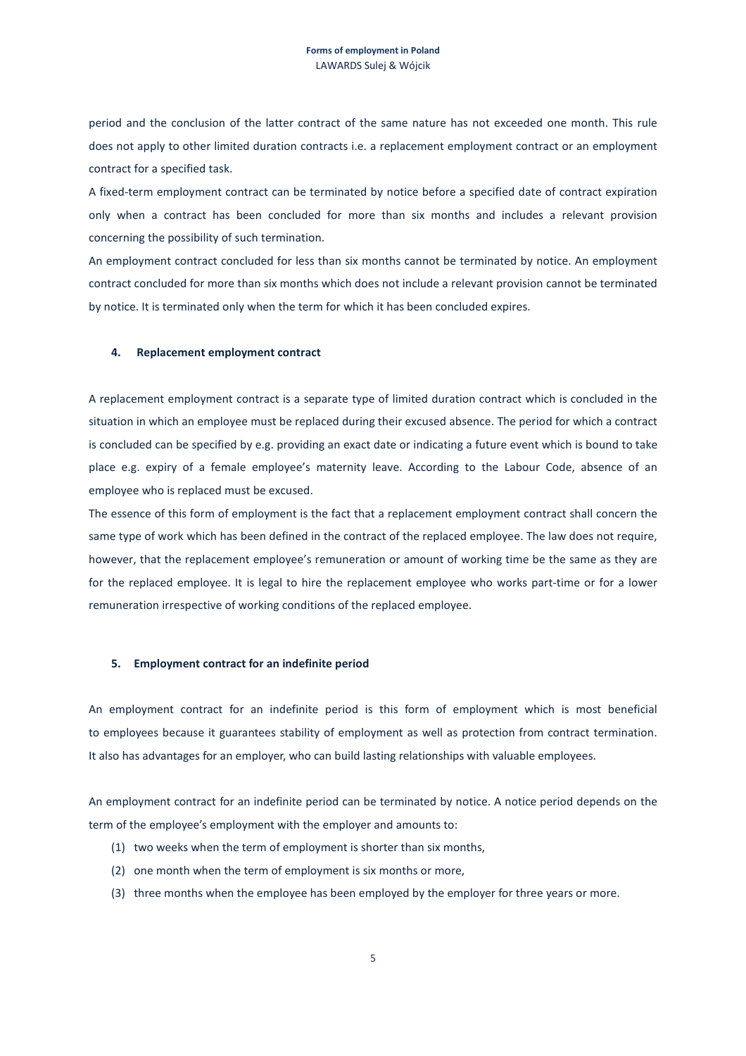period and the conclusion of the latter contract of the same nature has not exceeded one month. This rule does not apply to other limited duration contracts i.e. a replacement employment contract or an employment contract for a specified task.

A fixed-term employment contract can be terminated by notice before a specified date of contract expiration only when a contract has been concluded for more than six months and includes a relevant provision concerning the possibility of such termination.

An employment contract concluded for less than six months cannot be terminated by notice. An employment contract concluded for more than six months which does not include a relevant provision cannot be terminated by notice. It is terminated only when the term for which it has been concluded expires.

## 4. Replacement employment contract

A replacement employment contract is a separate type of limited duration contract which is concluded in the situation in which an employee must be replaced during their excused absence. The period for which a contract is concluded can be specified by e.g. providing an exact date or indicating a future event which is bound to take place e.g. expiry of a female employee's maternity leave. According to the Labour Code, absence of an employee who is replaced must be excused.

The essence of this form of employment is the fact that a replacement employment contract shall concern the same type of work which has been defined in the contract of the replaced employee. The law does not require, however, that the replacement employee's remuneration or amount of working time be the same as they are for the replaced employee. It is legal to hire the replacement employee who works part-time or for a lower remuneration irrespective of working conditions of the replaced employee.

## 5. Employment contract for an indefinite period

An employment contract for an indefinite period is this form of employment which is most beneficial to employees because it guarantees stability of employment as well as protection from contract termination. It also has advantages for an employer, who can build lasting relationships with valuable employees.

An employment contract for an indefinite period can be terminated by notice. A notice period depends on the term of the employee's employment with the employer and amounts to:

(1) two weeks when the term of employment is shorter than six months,
(2) one month when the term of employment is six months or more,
(3) three months when the employee has been employed by the employer for three years or more.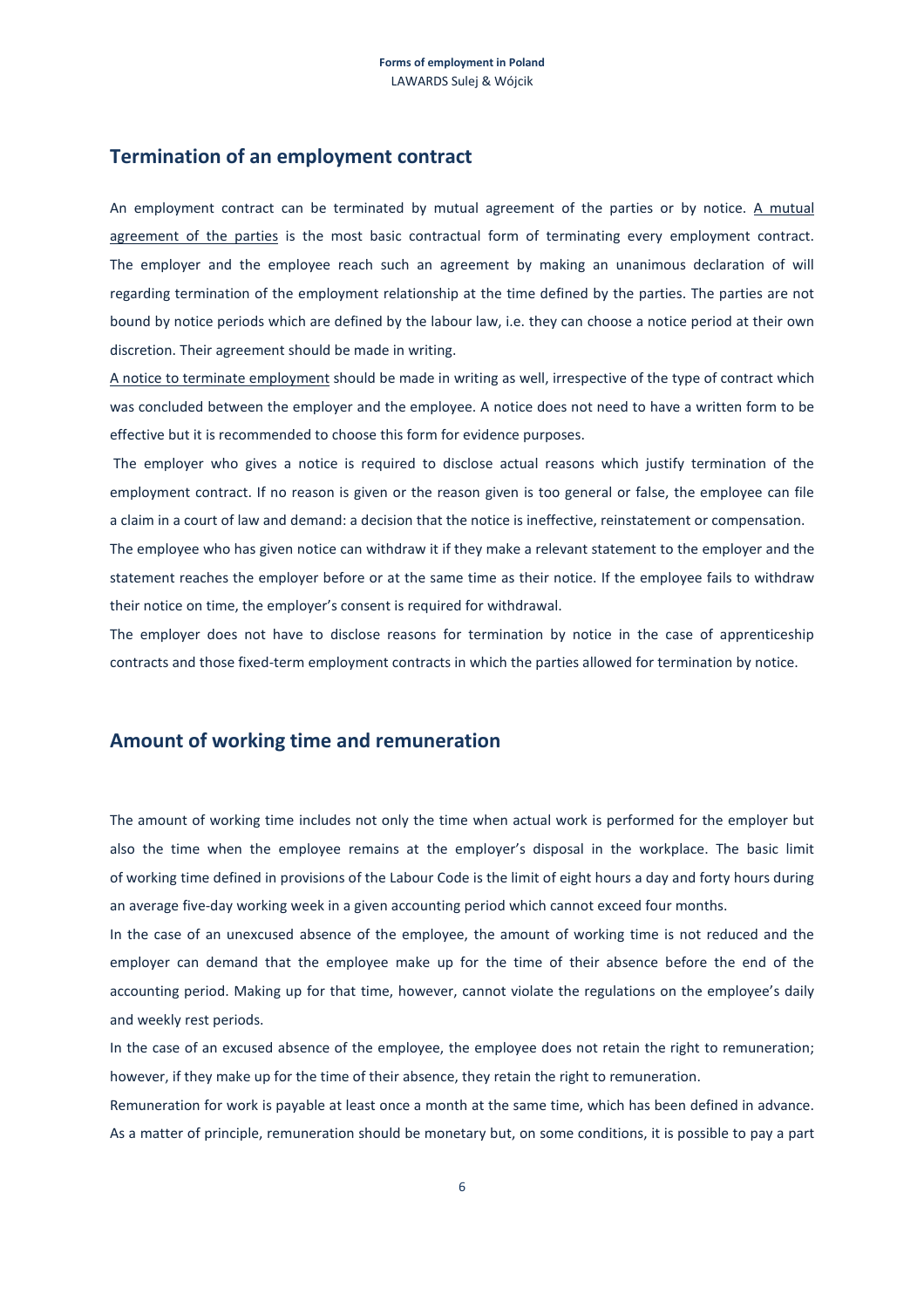## Termination of an employment contract

An employment contract can be terminated by mutual agreement of the parties or by notice. A mutual agreement of the parties is the most basic contractual form of terminating every employment contract. The employer and the employee reach such an agreement by making an unanimous declaration of will regarding termination of the employment relationship at the time defined by the parties. The parties are not bound by notice periods which are defined by the labour law, i.e. they can choose a notice period at their own discretion. Their agreement should be made in writing.

A notice to terminate employment should be made in writing as well, irrespective of the type of contract which was concluded between the employer and the employee. A notice does not need to have a written form to be effective but it is recommended to choose this form for evidence purposes.

The employer who gives a notice is required to disclose actual reasons which justify termination of the employment contract. If no reason is given or the reason given is too general or false, the employee can file a claim in a court of law and demand: a decision that the notice is ineffective, reinstatement or compensation.

The employee who has given notice can withdraw it if they make a relevant statement to the employer and the statement reaches the employer before or at the same time as their notice. If the employee fails to withdraw their notice on time, the employer's consent is required for withdrawal.

The employer does not have to disclose reasons for termination by notice in the case of apprenticeship contracts and those fixed-term employment contracts in which the parties allowed for termination by notice.

## Amount of working time and remuneration

The amount of working time includes not only the time when actual work is performed for the employer but also the time when the employee remains at the employer's disposal in the workplace. The basic limit of working time defined in provisions of the Labour Code is the limit of eight hours a day and forty hours during an average five-day working week in a given accounting period which cannot exceed four months.

In the case of an unexcused absence of the employee, the amount of working time is not reduced and the employer can demand that the employee make up for the time of their absence before the end of the accounting period. Making up for that time, however, cannot violate the regulations on the employee's daily and weekly rest periods.

In the case of an excused absence of the employee, the employee does not retain the right to remuneration; however, if they make up for the time of their absence, they retain the right to remuneration.

Remuneration for work is payable at least once a month at the same time, which has been defined in advance. As a matter of principle, remuneration should be monetary but, on some conditions, it is possible to pay a part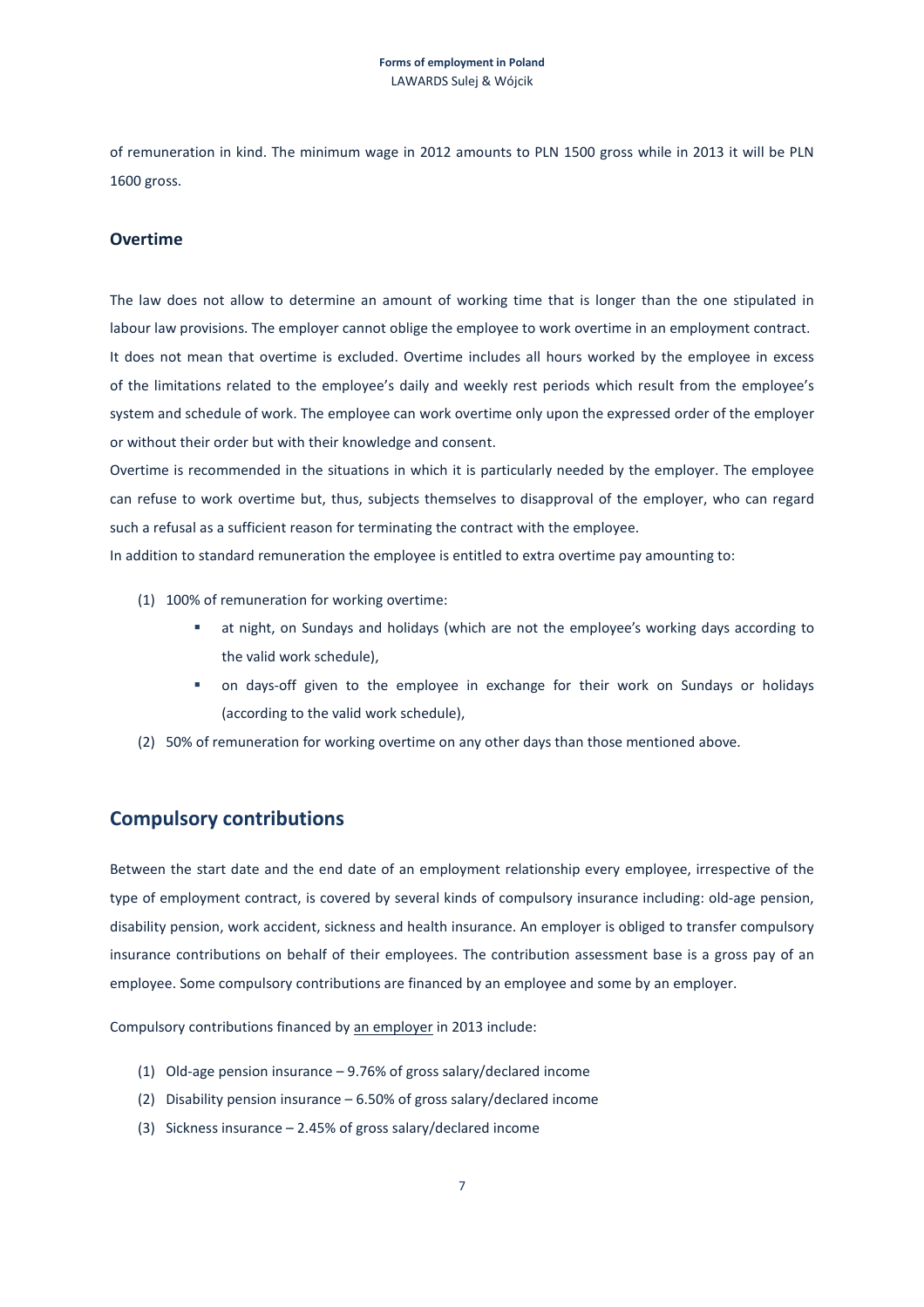of remuneration in kind. The minimum wage in 2012 amounts to PLN 1500 gross while in 2013 it will be PLN 1600 gross.

### Overtime

The law does not allow to determine an amount of working time that is longer than the one stipulated in labour law provisions. The employer cannot oblige the employee to work overtime in an employment contract. It does not mean that overtime is excluded. Overtime includes all hours worked by the employee in excess of the limitations related to the employee's daily and weekly rest periods which result from the employee's system and schedule of work. The employee can work overtime only upon the expressed order of the employer or without their order but with their knowledge and consent.

Overtime is recommended in the situations in which it is particularly needed by the employer. The employee can refuse to work overtime but, thus, subjects themselves to disapproval of the employer, who can regard such a refusal as a sufficient reason for terminating the contract with the employee.

In addition to standard remuneration the employee is entitled to extra overtime pay amounting to:

(1) 100% of remuneration for working overtime:
   - at night, on Sundays and holidays (which are not the employee's working days according to the valid work schedule),
   - on days-off given to the employee in exchange for their work on Sundays or holidays (according to the valid work schedule),

(2) 50% of remuneration for working overtime on any other days than those mentioned above.

## Compulsory contributions

Between the start date and the end date of an employment relationship every employee, irrespective of the type of employment contract, is covered by several kinds of compulsory insurance including: old-age pension, disability pension, work accident, sickness and health insurance. An employer is obliged to transfer compulsory insurance contributions on behalf of their employees. The contribution assessment base is a gross pay of an employee. Some compulsory contributions are financed by an employee and some by an employer.

Compulsory contributions financed by an employer in 2013 include:

(1) Old-age pension insurance – 9.76% of gross salary/declared income
(2) Disability pension insurance – 6.50% of gross salary/declared income
(3) Sickness insurance – 2.45% of gross salary/declared income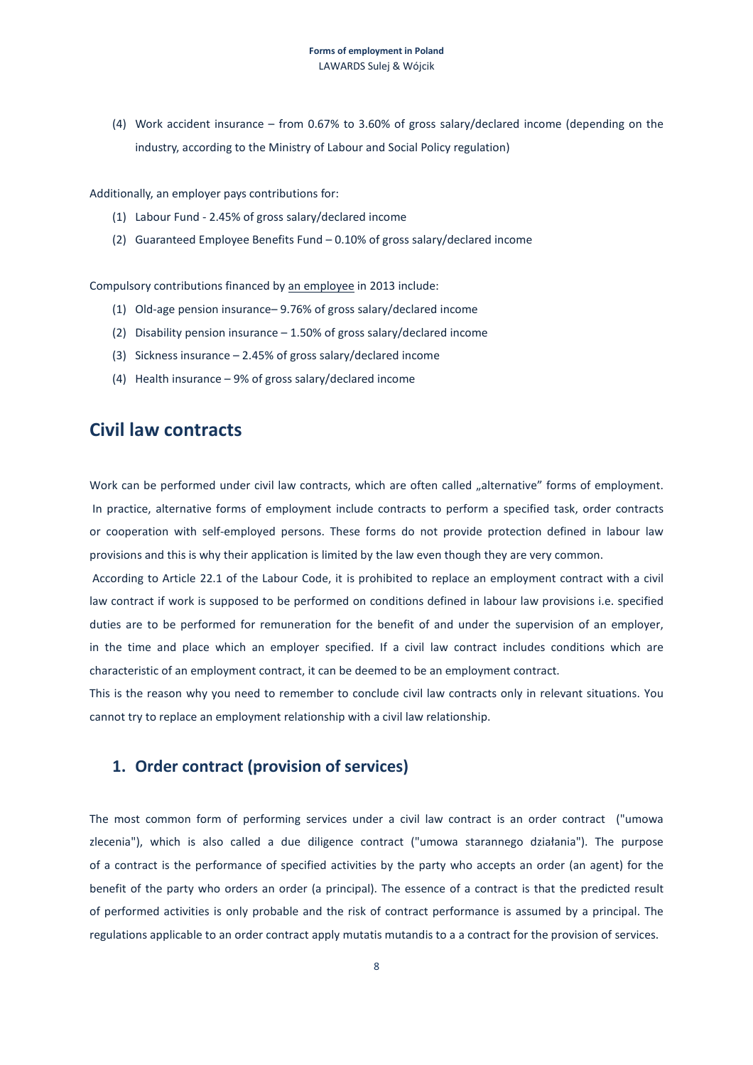(4) Work accident insurance – from 0.67% to 3.60% of gross salary/declared income (depending on the industry, according to the Ministry of Labour and Social Policy regulation)

Additionally, an employer pays contributions for:

(1) Labour Fund - 2.45% of gross salary/declared income
(2) Guaranteed Employee Benefits Fund – 0.10% of gross salary/declared income

Compulsory contributions financed by an employee in 2013 include:

(1) Old-age pension insurance– 9.76% of gross salary/declared income
(2) Disability pension insurance – 1.50% of gross salary/declared income
(3) Sickness insurance – 2.45% of gross salary/declared income
(4) Health insurance – 9% of gross salary/declared income

# Civil law contracts

Work can be performed under civil law contracts, which are often called „alternative" forms of employment. In practice, alternative forms of employment include contracts to perform a specified task, order contracts or cooperation with self-employed persons. These forms do not provide protection defined in labour law provisions and this is why their application is limited by the law even though they are very common.

According to Article 22.1 of the Labour Code, it is prohibited to replace an employment contract with a civil law contract if work is supposed to be performed on conditions defined in labour law provisions i.e. specified duties are to be performed for remuneration for the benefit of and under the supervision of an employer, in the time and place which an employer specified. If a civil law contract includes conditions which are characteristic of an employment contract, it can be deemed to be an employment contract.

This is the reason why you need to remember to conclude civil law contracts only in relevant situations. You cannot try to replace an employment relationship with a civil law relationship.

## 1. Order contract (provision of services)

The most common form of performing services under a civil law contract is an order contract ("umowa zlecenia"), which is also called a due diligence contract ("umowa starannego działania"). The purpose of a contract is the performance of specified activities by the party who accepts an order (an agent) for the benefit of the party who orders an order (a principal). The essence of a contract is that the predicted result of performed activities is only probable and the risk of contract performance is assumed by a principal. The regulations applicable to an order contract apply mutatis mutandis to a a contract for the provision of services.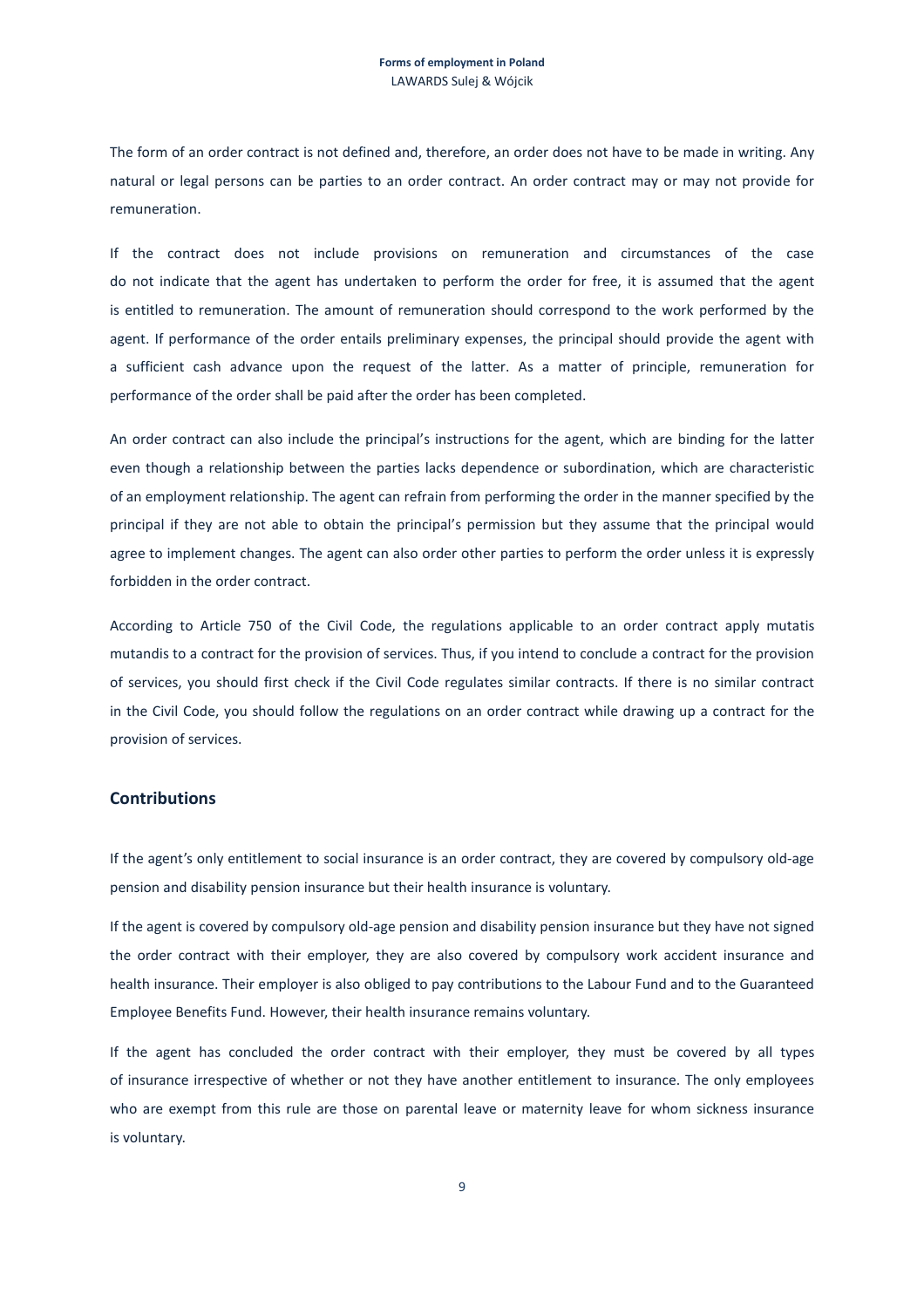The form of an order contract is not defined and, therefore, an order does not have to be made in writing. Any natural or legal persons can be parties to an order contract. An order contract may or may not provide for remuneration.

If the contract does not include provisions on remuneration and circumstances of the case do not indicate that the agent has undertaken to perform the order for free, it is assumed that the agent is entitled to remuneration. The amount of remuneration should correspond to the work performed by the agent. If performance of the order entails preliminary expenses, the principal should provide the agent with a sufficient cash advance upon the request of the latter. As a matter of principle, remuneration for performance of the order shall be paid after the order has been completed.

An order contract can also include the principal's instructions for the agent, which are binding for the latter even though a relationship between the parties lacks dependence or subordination, which are characteristic of an employment relationship. The agent can refrain from performing the order in the manner specified by the principal if they are not able to obtain the principal's permission but they assume that the principal would agree to implement changes. The agent can also order other parties to perform the order unless it is expressly forbidden in the order contract.

According to Article 750 of the Civil Code, the regulations applicable to an order contract apply mutatis mutandis to a contract for the provision of services. Thus, if you intend to conclude a contract for the provision of services, you should first check if the Civil Code regulates similar contracts. If there is no similar contract in the Civil Code, you should follow the regulations on an order contract while drawing up a contract for the provision of services.

## Contributions

If the agent's only entitlement to social insurance is an order contract, they are covered by compulsory old-age pension and disability pension insurance but their health insurance is voluntary.

If the agent is covered by compulsory old-age pension and disability pension insurance but they have not signed the order contract with their employer, they are also covered by compulsory work accident insurance and health insurance. Their employer is also obliged to pay contributions to the Labour Fund and to the Guaranteed Employee Benefits Fund. However, their health insurance remains voluntary.

If the agent has concluded the order contract with their employer, they must be covered by all types of insurance irrespective of whether or not they have another entitlement to insurance. The only employees who are exempt from this rule are those on parental leave or maternity leave for whom sickness insurance is voluntary.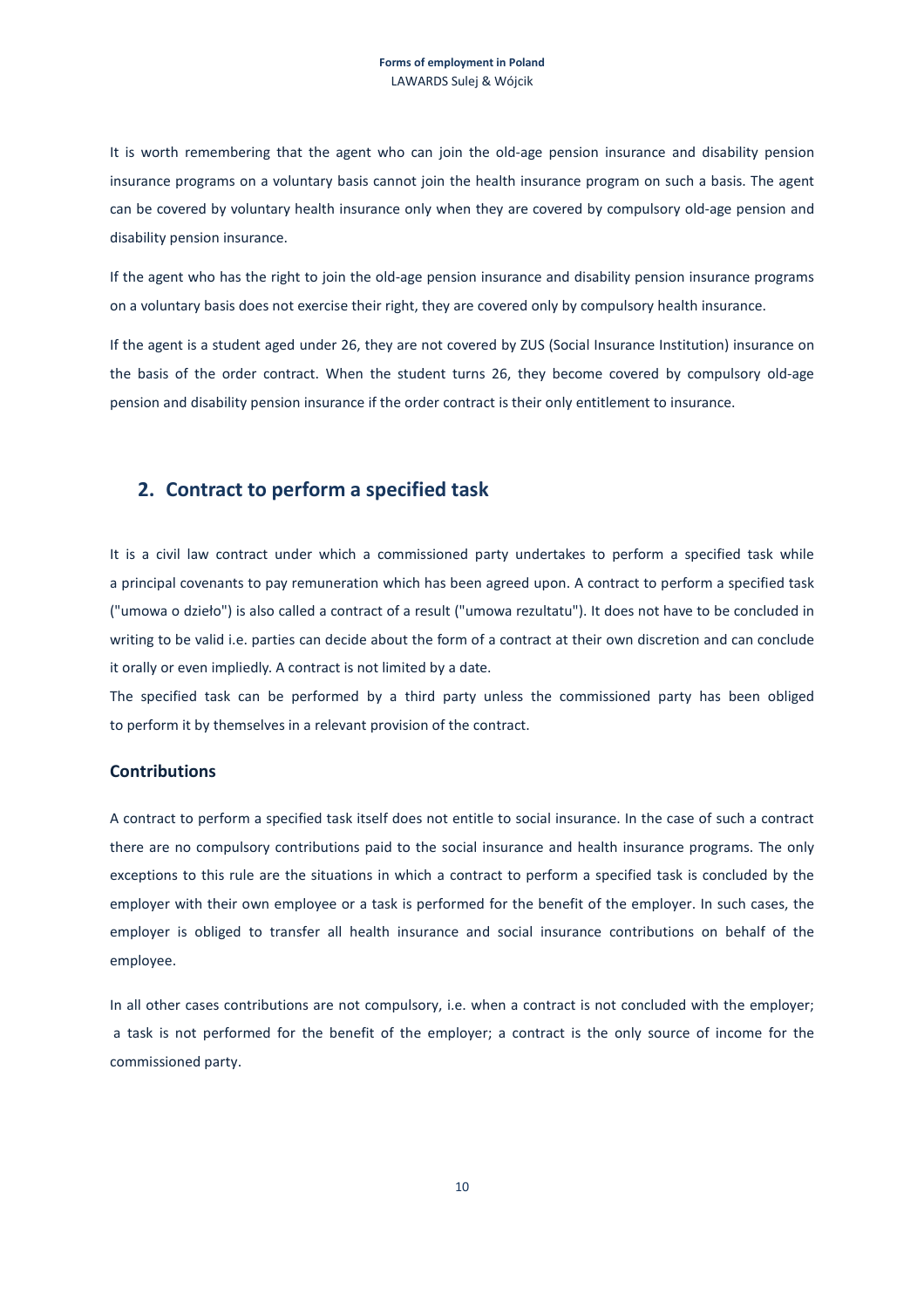It is worth remembering that the agent who can join the old-age pension insurance and disability pension insurance programs on a voluntary basis cannot join the health insurance program on such a basis. The agent can be covered by voluntary health insurance only when they are covered by compulsory old-age pension and disability pension insurance.

If the agent who has the right to join the old-age pension insurance and disability pension insurance programs on a voluntary basis does not exercise their right, they are covered only by compulsory health insurance.

If the agent is a student aged under 26, they are not covered by ZUS (Social Insurance Institution) insurance on the basis of the order contract. When the student turns 26, they become covered by compulsory old-age pension and disability pension insurance if the order contract is their only entitlement to insurance.

## 2. Contract to perform a specified task

It is a civil law contract under which a commissioned party undertakes to perform a specified task while a principal covenants to pay remuneration which has been agreed upon. A contract to perform a specified task ("umowa o dzieło") is also called a contract of a result ("umowa rezultatu"). It does not have to be concluded in writing to be valid i.e. parties can decide about the form of a contract at their own discretion and can conclude it orally or even impliedly. A contract is not limited by a date.

The specified task can be performed by a third party unless the commissioned party has been obliged to perform it by themselves in a relevant provision of the contract.

### Contributions

A contract to perform a specified task itself does not entitle to social insurance. In the case of such a contract there are no compulsory contributions paid to the social insurance and health insurance programs. The only exceptions to this rule are the situations in which a contract to perform a specified task is concluded by the employer with their own employee or a task is performed for the benefit of the employer. In such cases, the employer is obliged to transfer all health insurance and social insurance contributions on behalf of the employee.

In all other cases contributions are not compulsory, i.e. when a contract is not concluded with the employer; a task is not performed for the benefit of the employer; a contract is the only source of income for the commissioned party.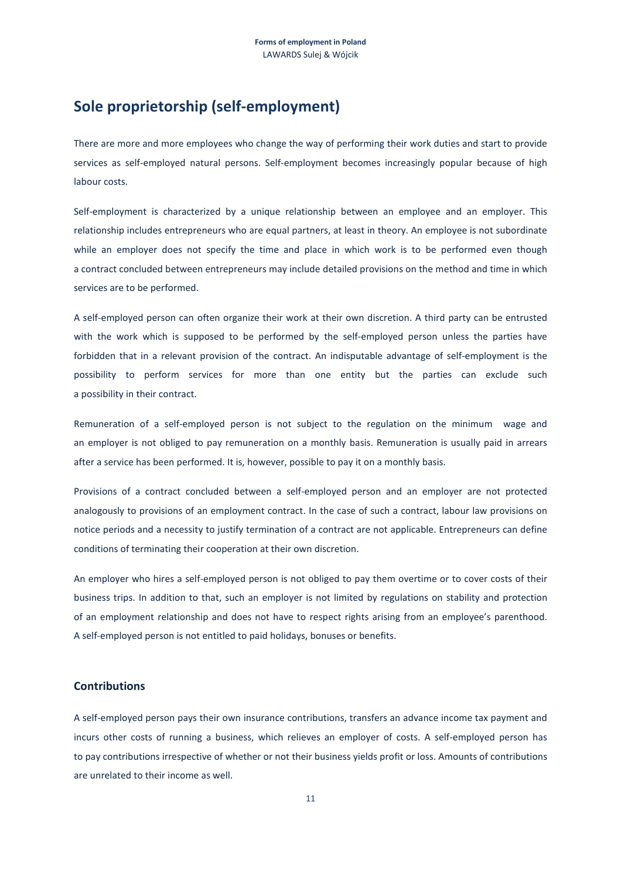## Sole proprietorship (self-employment)

There are more and more employees who change the way of performing their work duties and start to provide services as self-employed natural persons. Self-employment becomes increasingly popular because of high labour costs.

Self-employment is characterized by a unique relationship between an employee and an employer. This relationship includes entrepreneurs who are equal partners, at least in theory. An employee is not subordinate while an employer does not specify the time and place in which work is to be performed even though a contract concluded between entrepreneurs may include detailed provisions on the method and time in which services are to be performed.

A self-employed person can often organize their work at their own discretion. A third party can be entrusted with the work which is supposed to be performed by the self-employed person unless the parties have forbidden that in a relevant provision of the contract. An indisputable advantage of self-employment is the possibility to perform services for more than one entity but the parties can exclude such a possibility in their contract.

Remuneration of a self-employed person is not subject to the regulation on the minimum wage and an employer is not obliged to pay remuneration on a monthly basis. Remuneration is usually paid in arrears after a service has been performed. It is, however, possible to pay it on a monthly basis.

Provisions of a contract concluded between a self-employed person and an employer are not protected analogously to provisions of an employment contract. In the case of such a contract, labour law provisions on notice periods and a necessity to justify termination of a contract are not applicable. Entrepreneurs can define conditions of terminating their cooperation at their own discretion.

An employer who hires a self-employed person is not obliged to pay them overtime or to cover costs of their business trips. In addition to that, such an employer is not limited by regulations on stability and protection of an employment relationship and does not have to respect rights arising from an employee's parenthood. A self-employed person is not entitled to paid holidays, bonuses or benefits.

### Contributions

A self-employed person pays their own insurance contributions, transfers an advance income tax payment and incurs other costs of running a business, which relieves an employer of costs. A self-employed person has to pay contributions irrespective of whether or not their business yields profit or loss. Amounts of contributions are unrelated to their income as well.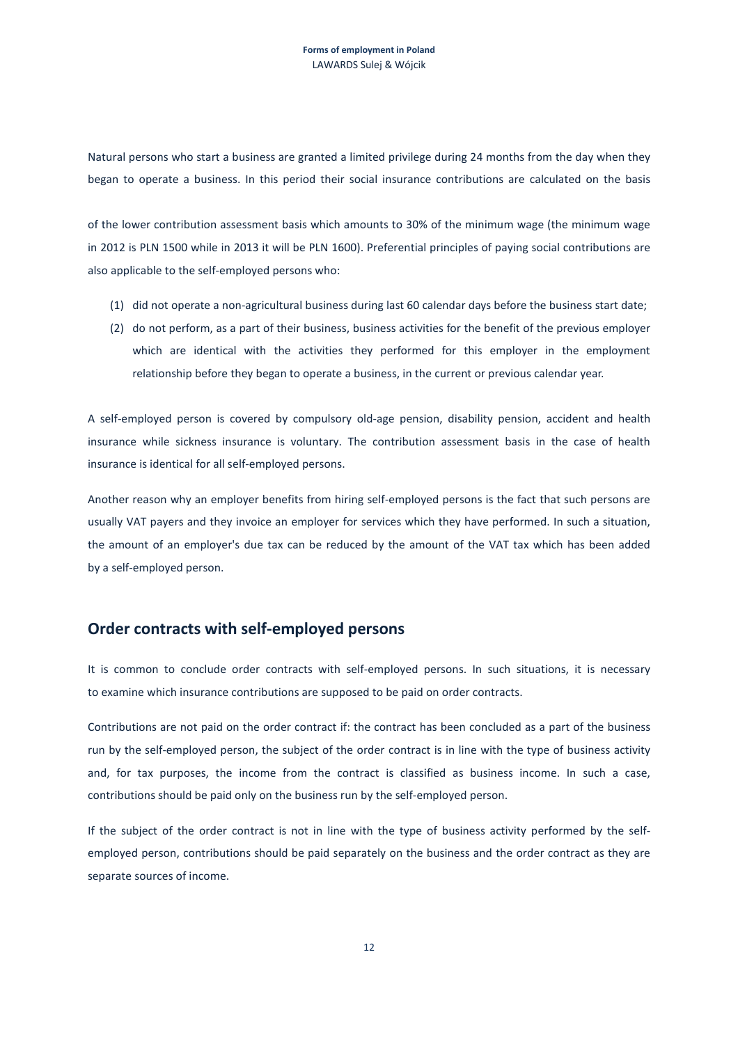Natural persons who start a business are granted a limited privilege during 24 months from the day when they began to operate a business. In this period their social insurance contributions are calculated on the basis of the lower contribution assessment basis which amounts to 30% of the minimum wage (the minimum wage in 2012 is PLN 1500 while in 2013 it will be PLN 1600). Preferential principles of paying social contributions are also applicable to the self-employed persons who:

(1) did not operate a non-agricultural business during last 60 calendar days before the business start date;
(2) do not perform, as a part of their business, business activities for the benefit of the previous employer which are identical with the activities they performed for this employer in the employment relationship before they began to operate a business, in the current or previous calendar year.

A self-employed person is covered by compulsory old-age pension, disability pension, accident and health insurance while sickness insurance is voluntary. The contribution assessment basis in the case of health insurance is identical for all self-employed persons.

Another reason why an employer benefits from hiring self-employed persons is the fact that such persons are usually VAT payers and they invoice an employer for services which they have performed. In such a situation, the amount of an employer's due tax can be reduced by the amount of the VAT tax which has been added by a self-employed person.

## Order contracts with self-employed persons

It is common to conclude order contracts with self-employed persons. In such situations, it is necessary to examine which insurance contributions are supposed to be paid on order contracts.

Contributions are not paid on the order contract if: the contract has been concluded as a part of the business run by the self-employed person, the subject of the order contract is in line with the type of business activity and, for tax purposes, the income from the contract is classified as business income. In such a case, contributions should be paid only on the business run by the self-employed person.

If the subject of the order contract is not in line with the type of business activity performed by the self-employed person, contributions should be paid separately on the business and the order contract as they are separate sources of income.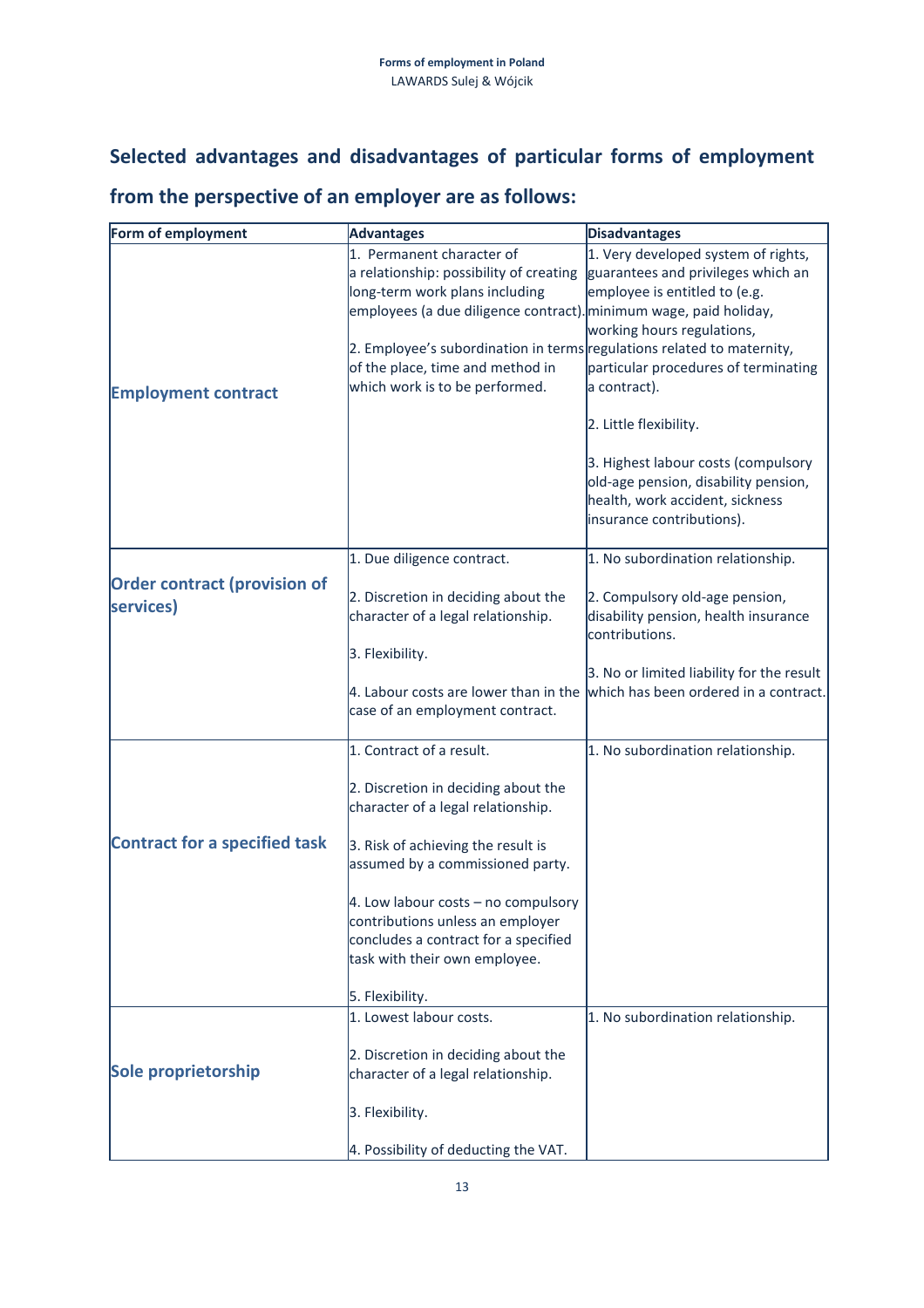## Selected advantages and disadvantages of particular forms of employment from the perspective of an employer are as follows:

| Form of employment | Advantages | Disadvantages |
|---|---|---|
| **Employment contract** | 1. Permanent character of a relationship: possibility of creating long-term work plans including employees (a due diligence contract).<br><br>2. Employee's subordination in terms of the place, time and method in which work is to be performed. | 1. Very developed system of rights, guarantees and privileges which an employee is entitled to (e.g. minimum wage, paid holiday, working hours regulations, regulations related to maternity, particular procedures of terminating a contract).<br><br>2. Little flexibility.<br><br>3. Highest labour costs (compulsory old-age pension, disability pension, health, work accident, sickness insurance contributions). |
| **Order contract (provision of services)** | 1. Due diligence contract.<br><br>2. Discretion in deciding about the character of a legal relationship.<br><br>3. Flexibility.<br><br>4. Labour costs are lower than in the case of an employment contract. | 1. No subordination relationship.<br><br>2. Compulsory old-age pension, disability pension, health insurance contributions.<br><br>3. No or limited liability for the result which has been ordered in a contract. |
| **Contract for a specified task** | 1. Contract of a result.<br><br>2. Discretion in deciding about the character of a legal relationship.<br><br>3. Risk of achieving the result is assumed by a commissioned party.<br><br>4. Low labour costs – no compulsory contributions unless an employer concludes a contract for a specified task with their own employee.<br><br>5. Flexibility. | 1. No subordination relationship. |
| **Sole proprietorship** | 1. Lowest labour costs.<br><br>2. Discretion in deciding about the character of a legal relationship.<br><br>3. Flexibility.<br><br>4. Possibility of deducting the VAT. | 1. No subordination relationship. |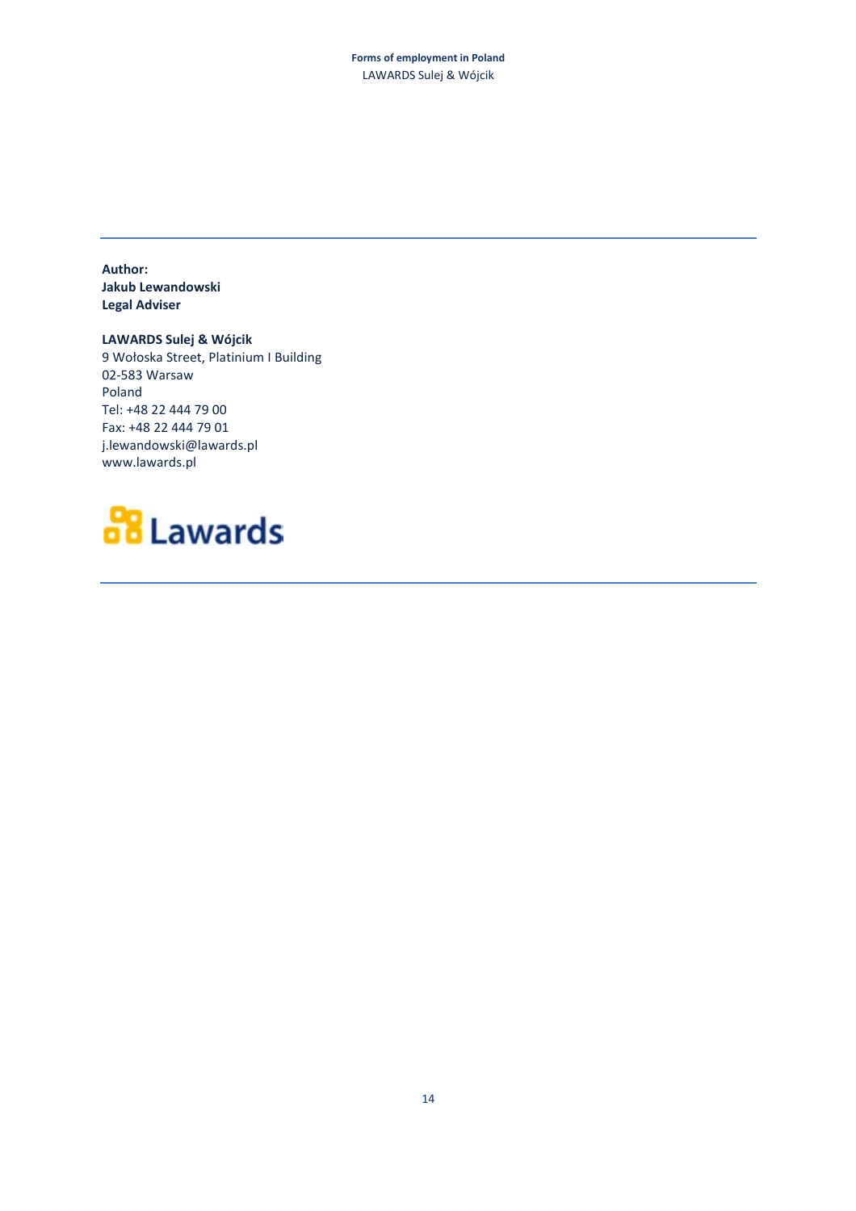---

**Author:**
**Jakub Lewandowski**
**Legal Adviser**

**LAWARDS Sulej & Wójcik**
9 Wołoska Street, Platinium I Building
02-583 Warsaw
Poland
Tel: +48 22 444 79 00
Fax: +48 22 444 79 01
j.lewandowski@lawards.pl
www.lawards.pl

Lawards

---